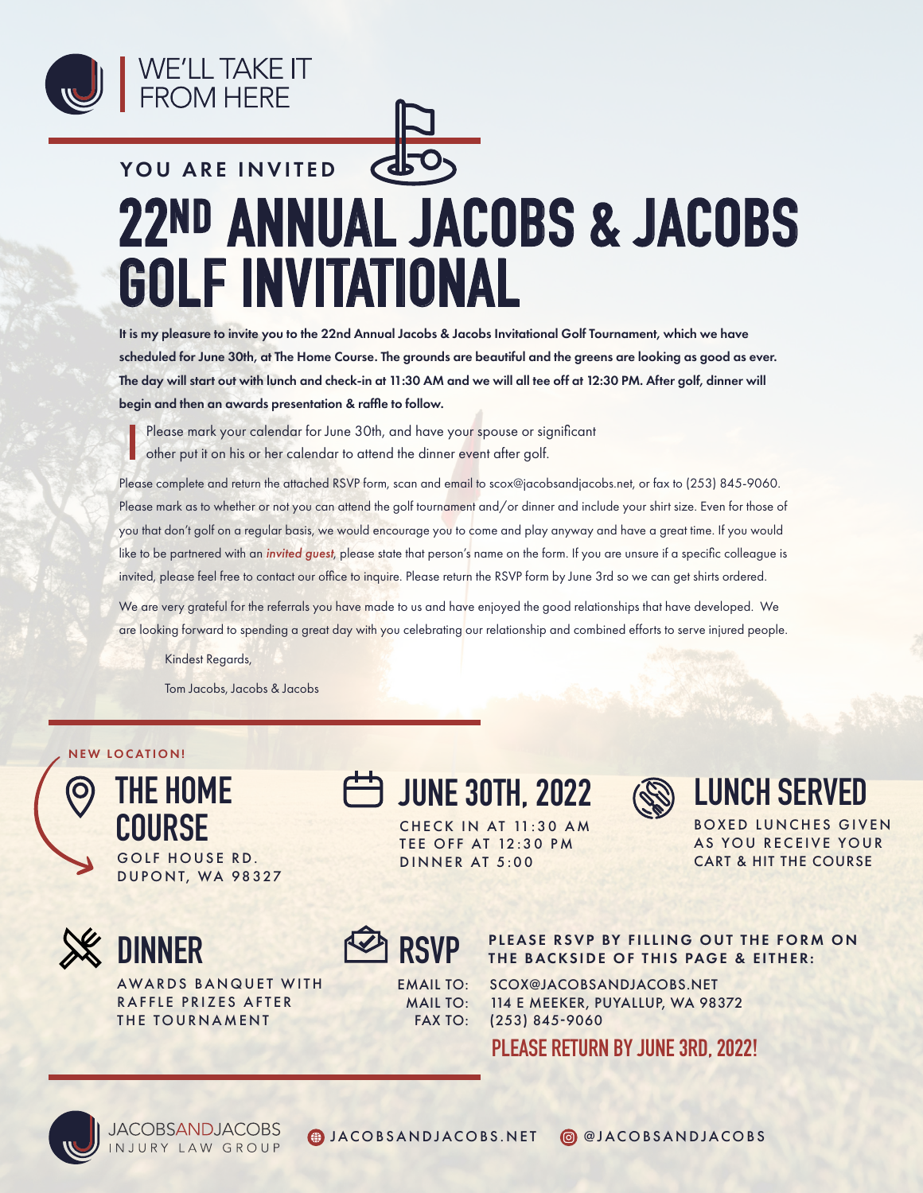WE'LL TAKE IT FROM HERE

YOU ARE INVITED

# 22ND ANNUAL JACOBS & JACOBS GOLF INVITATIONAL

**It is my pleasure to invite you to the 22nd Annual Jacobs & Jacobs Invitational Golf Tournament, which we have scheduled for June 30th, at The Home Course. The grounds are beautiful and the greens are looking as good as ever. The day will start out with lunch and check-in at 11:30 AM and we will all tee off at 12:30 PM. After golf, dinner will begin and then an awards presentation & raffle to follow.**

> Please mark your calendar for June 30th, and have your spouse or significant other put it on his or her calendar to attend the dinner event after golf.

Please complete and return the attached RSVP form, scan and email to scox@jacobsandjacobs.net, or fax to (253) 845-9060. Please mark as to whether or not you can attend the golf tournament and/or dinner and include your shirt size. Even for those of you that don't golf on a regular basis, we would encourage you to come and play anyway and have a great time. If you would like to be partnered with an *invited guest*, please state that person's name on the form. If you are unsure if a specific colleague is invited, please feel free to contact our office to inquire. Please return the RSVP form by June 3rd so we can get shirts ordered.

We are very grateful for the referrals you have made to us and have enjoyed the good relationships that have developed. We are looking forward to spending a great day with you celebrating our relationship and combined efforts to serve injured people.

Kindest Regards,

Tom Jacobs, Jacobs & Jacobs

NEW LOCATION!

## THE HOME COURSE

GOLF HOUSE RD.
DUPONT, WA 98327

## JUNE 30TH, 2022

CHECK IN AT 11:30 AM
TEE OFF AT 12:30 PM
DINNER AT 5:00

## LUNCH SERVED

BOXED LUNCHES GIVEN AS YOU RECEIVE YOUR CART & HIT THE COURSE

## DINNER

AWARDS BANQUET WITH RAFFLE PRIZES AFTER THE TOURNAMENT

## RSVP

PLEASE RSVP BY FILLING OUT THE FORM ON THE BACKSIDE OF THIS PAGE & EITHER:

EMAIL TO: SCOX@JACOBSANDJACOBS.NET
MAIL TO: 114 E MEEKER, PUYALLUP, WA 98372
FAX TO: (253) 845-9060

**PLEASE RETURN BY JUNE 3RD, 2022!**

JACOBSANDJACOBS INJURY LAW GROUP

JACOBSANDJACOBS.NET @JACOBSANDJACOBS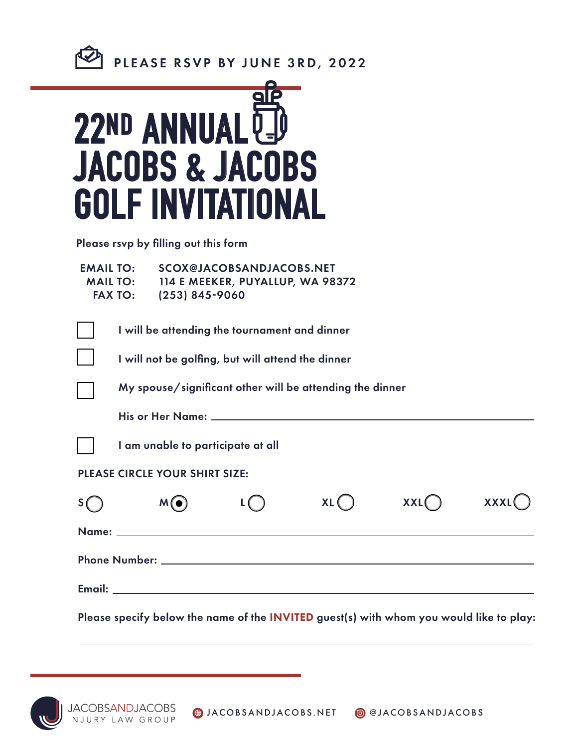PLEASE RSVP BY JUNE 3RD, 2022

# 22ND ANNUAL JACOBS & JACOBS GOLF INVITATIONAL

Please rsvp by filling out this form

**EMAIL TO:** SCOX@JACOBSANDJACOBS.NET
**MAIL TO:** 114 E MEEKER, PUYALLUP, WA 98372
**FAX TO:** (253) 845-9060

- [ ] I will be attending the tournament and dinner
- [ ] I will not be golfing, but will attend the dinner
- [ ] My spouse/significant other will be attending the dinner

His or Her Name: ______________________________

- [ ] I am unable to participate at all

**PLEASE CIRCLE YOUR SHIRT SIZE:**

S ◯  M ◉  L ◯  XL ◯  XXL ◯  XXXL ◯

**Name:** ______________________________

**Phone Number:** ______________________________

**Email:** ______________________________

**Please specify below the name of the INVITED guest(s) with whom you would like to play:**

______________________________

JACOBSANDJACOBS INJURY LAW GROUP

JACOBSANDJACOBS.NET

@JACOBSANDJACOBS